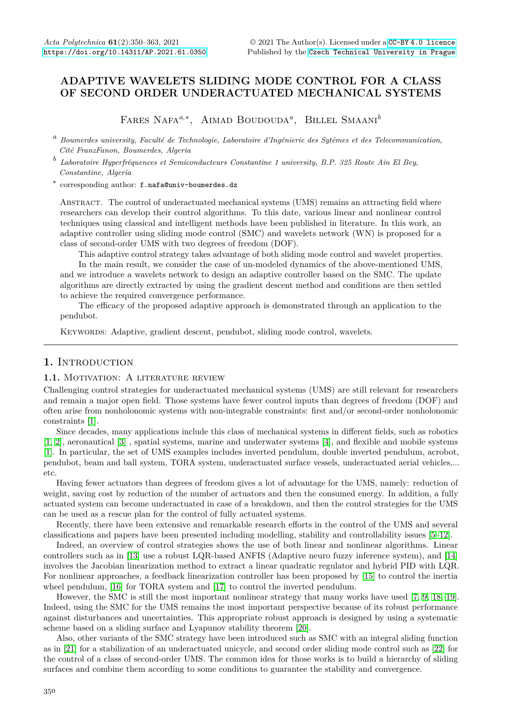# ADAPTIVE WAVELETS SLIDING MODE CONTROL FOR A CLASS OF SECOND ORDER UNDERACTUATED MECHANICAL SYSTEMS

Fares Nafa[a,*], Aimad Boudouda[a], Billel Smaani[b]

[a] *Boumerdes university, Faculté de Technologie, Laboratoire d'Ingénierie des Sytémes et des Telecommunication, Cité FranzFanon, Boumerdes, Algeria*

[b] *Laboratoire Hyperfréquences et Semiconducteurs Constantine 1 university, B.P. 325 Route Ain El Bey, Constantine, Algeria*

[*] corresponding author: f.nafa@univ-boumerdes.dz

Abstract. The control of underactuated mechanical systems (UMS) remains an attracting field where researchers can develop their control algorithms. To this date, various linear and nonlinear control techniques using classical and intelligent methods have been published in literature. In this work, an adaptive controller using sliding mode control (SMC) and wavelets network (WN) is proposed for a class of second-order UMS with two degrees of freedom (DOF).

This adaptive control strategy takes advantage of both sliding mode control and wavelet properties.

In the main result, we consider the case of un-modeled dynamics of the above-mentioned UMS, and we introduce a wavelets network to design an adaptive controller based on the SMC. The update algorithms are directly extracted by using the gradient descent method and conditions are then settled to achieve the required convergence performance.

The efficacy of the proposed adaptive approach is demonstrated through an application to the pendubot.

Keywords: Adaptive, gradient descent, pendubot, sliding mode control, wavelets.

## 1. Introduction

### 1.1. Motivation: A literature review

Challenging control strategies for underactuated mechanical systems (UMS) are still relevant for researchers and remain a major open field. Those systems have fewer control inputs than degrees of freedom (DOF) and often arise from nonholonomic systems with non-integrable constraints: first and/or second-order nonholonomic constraints [1].

Since decades, many applications include this class of mechanical systems in different fields, such as robotics [1, 2], aeronautical [3] , spatial systems, marine and underwater systems [4], and flexible and mobile systems [1]. In particular, the set of UMS examples includes inverted pendulum, double inverted pendulum, acrobot, pendubot, beam and ball system, TORA system, underactuated surface vessels, underactuated aerial vehicles,... etc.

Having fewer actuators than degrees of freedom gives a lot of advantage for the UMS, namely: reduction of weight, saving cost by reduction of the number of actuators and then the consumed energy. In addition, a fully actuated system can become underactuated in case of a breakdown, and then the control strategies for the UMS can be used as a rescue plan for the control of fully actuated systems.

Recently, there have been extensive and remarkable research efforts in the control of the UMS and several classifications and papers have been presented including modelling, stability and controllability issues [5–12].

Indeed, an overview of control strategies shows the use of both linear and nonlinear algorithms. Linear controllers such as in [13] use a robust LQR-based ANFIS (Adaptive neuro fuzzy inference system), and [14] involves the Jacobian linearization method to extract a linear quadratic regulator and hybrid PID with LQR. For nonlinear approaches, a feedback linearization controller has been proposed by [15] to control the inertia wheel pendulum, [16] for TORA system and [17] to control the inverted pendulum.

However, the SMC is still the most important nonlinear strategy that many works have used [7, 9, 18, 19]. Indeed, using the SMC for the UMS remains the most important perspective because of its robust performance against disturbances and uncertainties. This appropriate robust approach is designed by using a systematic scheme based on a sliding surface and Lyapunov stability theorem [20].

Also, other variants of the SMC strategy have been introduced such as SMC with an integral sliding function as in [21] for a stabilization of an underactuated unicycle, and second order sliding mode control such as [22] for the control of a class of second-order UMS. The common idea for those works is to build a hierarchy of sliding surfaces and combine them according to some conditions to guarantee the stability and convergence.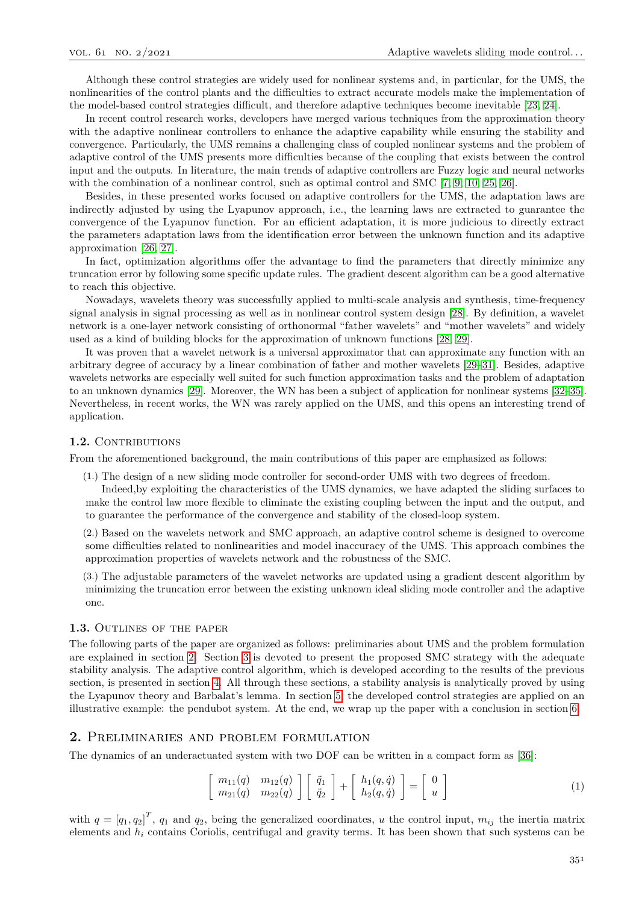Although these control strategies are widely used for nonlinear systems and, in particular, for the UMS, the nonlinearities of the control plants and the difficulties to extract accurate models make the implementation of the model-based control strategies difficult, and therefore adaptive techniques become inevitable [23, 24].

In recent control research works, developers have merged various techniques from the approximation theory with the adaptive nonlinear controllers to enhance the adaptive capability while ensuring the stability and convergence. Particularly, the UMS remains a challenging class of coupled nonlinear systems and the problem of adaptive control of the UMS presents more difficulties because of the coupling that exists between the control input and the outputs. In literature, the main trends of adaptive controllers are Fuzzy logic and neural networks with the combination of a nonlinear control, such as optimal control and SMC [7, 9, 10, 25, 26].

Besides, in these presented works focused on adaptive controllers for the UMS, the adaptation laws are indirectly adjusted by using the Lyapunov approach, i.e., the learning laws are extracted to guarantee the convergence of the Lyapunov function. For an efficient adaptation, it is more judicious to directly extract the parameters adaptation laws from the identification error between the unknown function and its adaptive approximation [26, 27].

In fact, optimization algorithms offer the advantage to find the parameters that directly minimize any truncation error by following some specific update rules. The gradient descent algorithm can be a good alternative to reach this objective.

Nowadays, wavelets theory was successfully applied to multi-scale analysis and synthesis, time-frequency signal analysis in signal processing as well as in nonlinear control system design [28]. By definition, a wavelet network is a one-layer network consisting of orthonormal "father wavelets" and "mother wavelets" and widely used as a kind of building blocks for the approximation of unknown functions [28, 29].

It was proven that a wavelet network is a universal approximator that can approximate any function with an arbitrary degree of accuracy by a linear combination of father and mother wavelets [29–31]. Besides, adaptive wavelets networks are especially well suited for such function approximation tasks and the problem of adaptation to an unknown dynamics [29]. Moreover, the WN has been a subject of application for nonlinear systems [32–35]. Nevertheless, in recent works, the WN was rarely applied on the UMS, and this opens an interesting trend of application.

### 1.2. Contributions

From the aforementioned background, the main contributions of this paper are emphasized as follows:

(1.) The design of a new sliding mode controller for second-order UMS with two degrees of freedom.
Indeed,by exploiting the characteristics of the UMS dynamics, we have adapted the sliding surfaces to make the control law more flexible to eliminate the existing coupling between the input and the output, and to guarantee the performance of the convergence and stability of the closed-loop system.

(2.) Based on the wavelets network and SMC approach, an adaptive control scheme is designed to overcome some difficulties related to nonlinearities and model inaccuracy of the UMS. This approach combines the approximation properties of wavelets network and the robustness of the SMC.

(3.) The adjustable parameters of the wavelet networks are updated using a gradient descent algorithm by minimizing the truncation error between the existing unknown ideal sliding mode controller and the adaptive one.

### 1.3. Outlines of the paper

The following parts of the paper are organized as follows: preliminaries about UMS and the problem formulation are explained in section 2. Section 3 is devoted to present the proposed SMC strategy with the adequate stability analysis. The adaptive control algorithm, which is developed according to the results of the previous section, is presented in section 4. All through these sections, a stability analysis is analytically proved by using the Lyapunov theory and Barbalat's lemma. In section 5, the developed control strategies are applied on an illustrative example: the pendubot system. At the end, we wrap up the paper with a conclusion in section 6.

## 2. Preliminaries and problem formulation

The dynamics of an underactuated system with two DOF can be written in a compact form as [36]:

$$\begin{bmatrix} m_{11}(q) & m_{12}(q) \\ m_{21}(q) & m_{22}(q) \end{bmatrix} \begin{bmatrix} \ddot{q}_1 \\ \ddot{q}_2 \end{bmatrix} + \begin{bmatrix} h_1(q,\dot{q}) \\ h_2(q,\dot{q}) \end{bmatrix} = \begin{bmatrix} 0 \\ u \end{bmatrix} \tag{1}$$

with $q = [q_1, q_2]^T$, $q_1$ and $q_2$, being the generalized coordinates, $u$ the control input, $m_{ij}$ the inertia matrix elements and $h_i$ contains Coriolis, centrifugal and gravity terms. It has been shown that such systems can be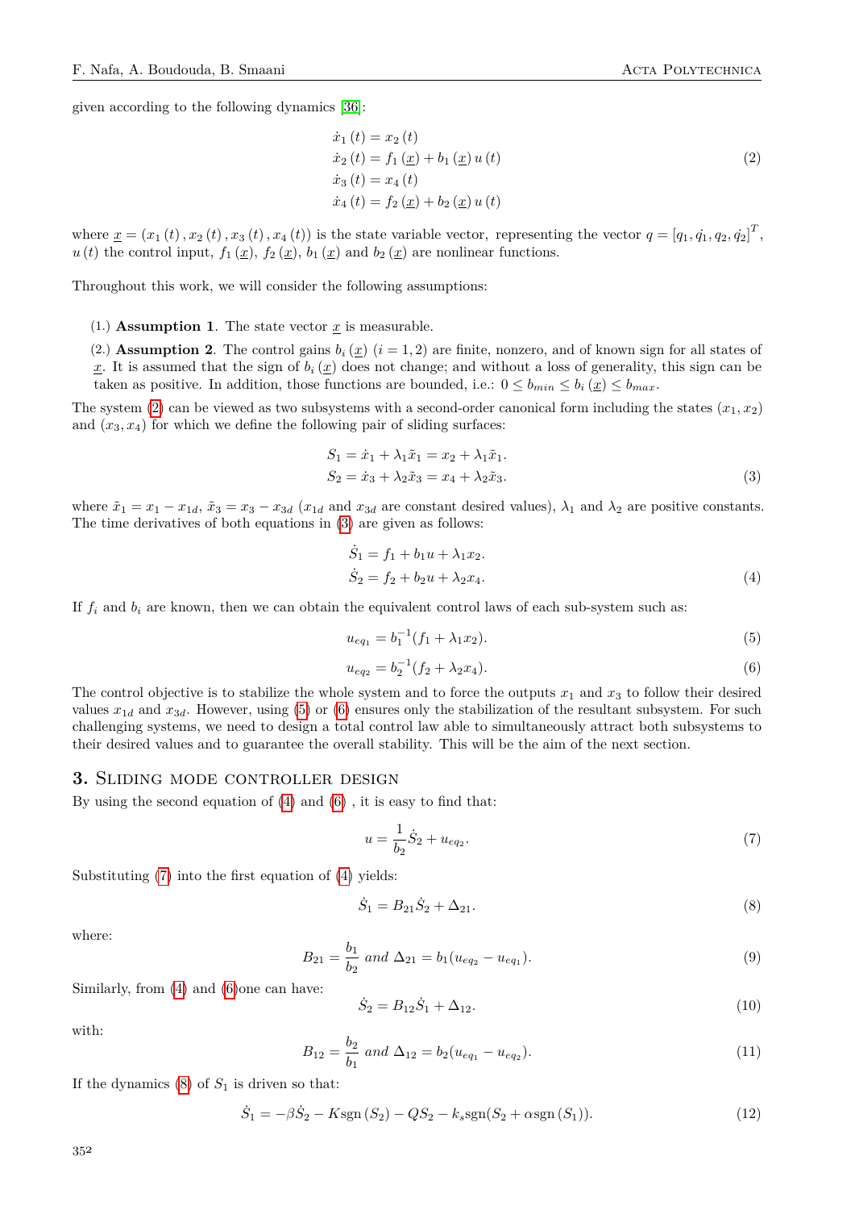given according to the following dynamics [36]:

$$
\begin{aligned}
\dot{x}_1(t) &= x_2(t) \\
\dot{x}_2(t) &= f_1(\underline{x}) + b_1(\underline{x})\,u(t) \\
\dot{x}_3(t) &= x_4(t) \\
\dot{x}_4(t) &= f_2(\underline{x}) + b_2(\underline{x})\,u(t)
\end{aligned}
\tag{2}
$$

where $\underline{x} = (x_1(t), x_2(t), x_3(t), x_4(t))$ is the state variable vector, representing the vector $q = [q_1, \dot{q_1}, q_2, \dot{q_2}]^T$, $u(t)$ the control input, $f_1(\underline{x})$, $f_2(\underline{x})$, $b_1(\underline{x})$ and $b_2(\underline{x})$ are nonlinear functions.

Throughout this work, we will consider the following assumptions:

(1.) **Assumption 1**. The state vector $\underline{x}$ is measurable.

(2.) **Assumption 2**. The control gains $b_i(\underline{x})$ $(i = 1, 2)$ are finite, nonzero, and of known sign for all states of $\underline{x}$. It is assumed that the sign of $b_i(\underline{x})$ does not change; and without a loss of generality, this sign can be taken as positive. In addition, those functions are bounded, i.e.: $0 \leq b_{min} \leq b_i(\underline{x}) \leq b_{max}$.

The system (2) can be viewed as two subsystems with a second-order canonical form including the states $(x_1, x_2)$ and $(x_3, x_4)$ for which we define the following pair of sliding surfaces:

$$
\begin{aligned}
S_1 &= \dot{x}_1 + \lambda_1 \tilde{x}_1 = x_2 + \lambda_1 \tilde{x}_1. \\
S_2 &= \dot{x}_3 + \lambda_2 \tilde{x}_3 = x_4 + \lambda_2 \tilde{x}_3.
\end{aligned}
\tag{3}
$$

where $\tilde{x}_1 = x_1 - x_{1d}$, $\tilde{x}_3 = x_3 - x_{3d}$ ($x_{1d}$ and $x_{3d}$ are constant desired values), $\lambda_1$ and $\lambda_2$ are positive constants. The time derivatives of both equations in (3) are given as follows:

$$
\begin{aligned}
\dot{S}_1 &= f_1 + b_1 u + \lambda_1 x_2. \\
\dot{S}_2 &= f_2 + b_2 u + \lambda_2 x_4.
\end{aligned}
\tag{4}
$$

If $f_i$ and $b_i$ are known, then we can obtain the equivalent control laws of each sub-system such as:

$$
u_{eq_1} = b_1^{-1}(f_1 + \lambda_1 x_2). \tag{5}
$$

$$
u_{eq_2} = b_2^{-1}(f_2 + \lambda_2 x_4). \tag{6}
$$

The control objective is to stabilize the whole system and to force the outputs $x_1$ and $x_3$ to follow their desired values $x_{1d}$ and $x_{3d}$. However, using (5) or (6) ensures only the stabilization of the resultant subsystem. For such challenging systems, we need to design a total control law able to simultaneously attract both subsystems to their desired values and to guarantee the overall stability. This will be the aim of the next section.

## 3. Sliding mode controller design

By using the second equation of (4) and (6) , it is easy to find that:

$$
u = \frac{1}{b_2}\dot{S}_2 + u_{eq_2}. \tag{7}
$$

Substituting (7) into the first equation of (4) yields:

$$
\dot{S}_1 = B_{21}\dot{S}_2 + \Delta_{21}. \tag{8}
$$

where:

$$
B_{21} = \frac{b_1}{b_2} \text{ and } \Delta_{21} = b_1(u_{eq_2} - u_{eq_1}). \tag{9}
$$

Similarly, from (4) and (6)one can have:

$$
\dot{S}_2 = B_{12}\dot{S}_1 + \Delta_{12}. \tag{10}
$$

with:

$$
B_{12} = \frac{b_2}{b_1} \text{ and } \Delta_{12} = b_2(u_{eq_1} - u_{eq_2}). \tag{11}
$$

If the dynamics (8) of $S_1$ is driven so that:

$$
\dot{S}_1 = -\beta\dot{S}_2 - K\text{sgn}(S_2) - QS_2 - k_s\text{sgn}(S_2 + \alpha\text{sgn}(S_1)). \tag{12}
$$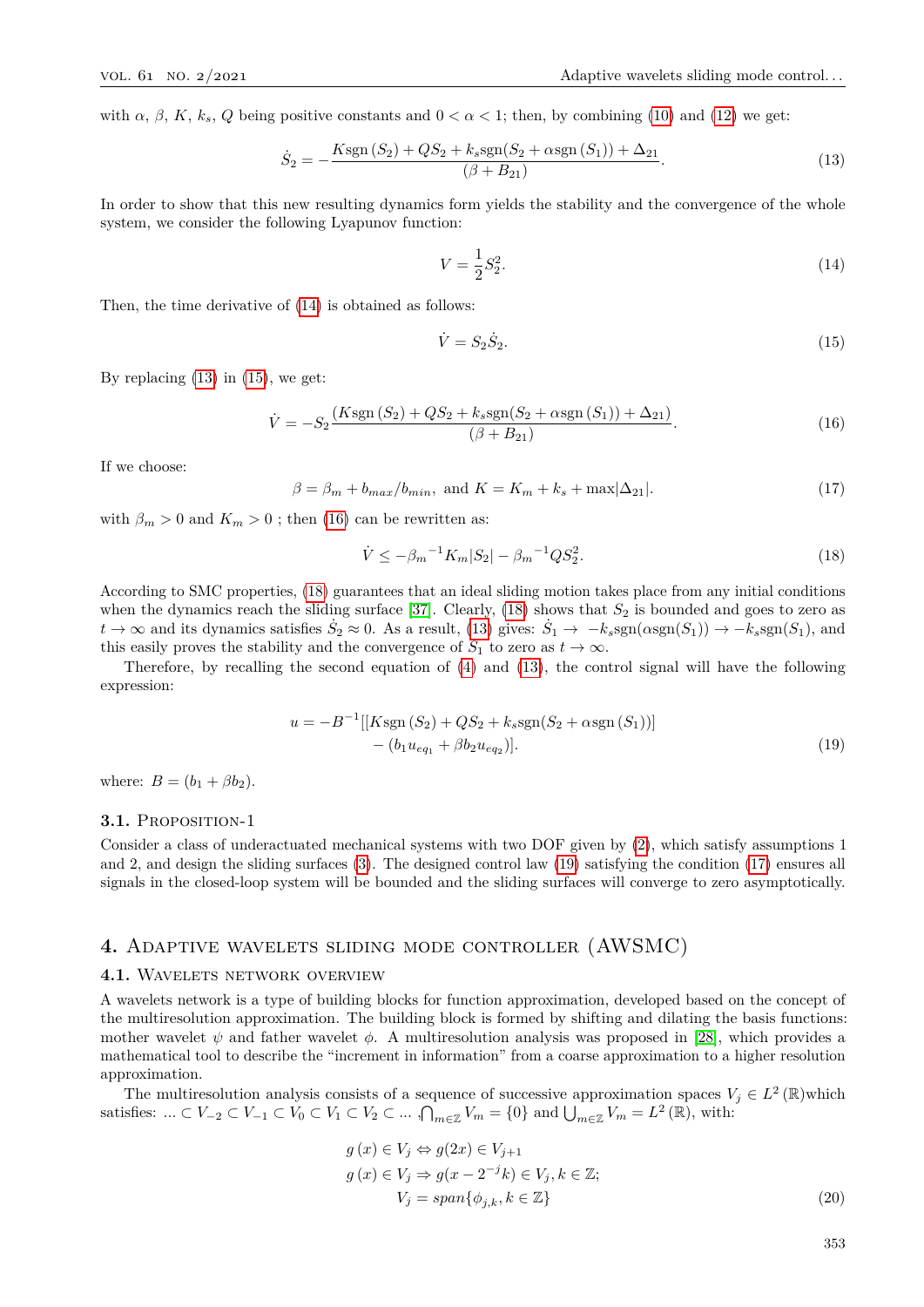with $\alpha$, $\beta$, $K$, $k_s$, $Q$ being positive constants and $0 < \alpha < 1$; then, by combining (10) and (12) we get:

$$\dot{S}_2 = -\frac{K\text{sgn}\left(S_2\right) + QS_2 + k_s\text{sgn}(S_2 + \alpha\text{sgn}\left(S_1\right)) + \Delta_{21}}{(\beta + B_{21})}. \tag{13}$$

In order to show that this new resulting dynamics form yields the stability and the convergence of the whole system, we consider the following Lyapunov function:

$$V = \frac{1}{2}S_2^2. \tag{14}$$

Then, the time derivative of (14) is obtained as follows:

$$\dot{V} = S_2\dot{S}_2. \tag{15}$$

By replacing (13) in (15), we get:

$$\dot{V} = -S_2\frac{\left(K\text{sgn}\left(S_2\right) + QS_2 + k_s\text{sgn}(S_2 + \alpha\text{sgn}\left(S_1\right)) + \Delta_{21}\right)}{(\beta + B_{21})}. \tag{16}$$

If we choose:

$$\beta = \beta_m + b_{max}/b_{min}, \text{ and } K = K_m + k_s + \max|\Delta_{21}|. \tag{17}$$

with $\beta_m > 0$ and $K_m > 0$ ; then (16) can be rewritten as:

$$\dot{V} \leq -{\beta_m}^{-1}K_m|S_2| - {\beta_m}^{-1}QS_2^2. \tag{18}$$

According to SMC properties, (18) guarantees that an ideal sliding motion takes place from any initial conditions when the dynamics reach the sliding surface [37]. Clearly, (18) shows that $S_2$ is bounded and goes to zero as $t \to \infty$ and its dynamics satisfies $\dot{S}_2 \approx 0$. As a result, (13) gives: $\dot{S}_1 \to -k_s\text{sgn}(\alpha\text{sgn}(S_1)) \to -k_s\text{sgn}(S_1)$, and this easily proves the stability and the convergence of $S_1$ to zero as $t \to \infty$.

Therefore, by recalling the second equation of (4) and (13), the control signal will have the following expression:

$$\begin{aligned} u = -B^{-1}[&[K\text{sgn}\left(S_2\right) + QS_2 + k_s\text{sgn}(S_2 + \alpha\text{sgn}\left(S_1\right))] \\ &- (b_1u_{eq_1} + \beta b_2u_{eq_2})]. \end{aligned} \tag{19}$$

where: $B = (b_1 + \beta b_2)$.

### 3.1. Proposition-1

Consider a class of underactuated mechanical systems with two DOF given by (2), which satisfy assumptions 1 and 2, and design the sliding surfaces (3). The designed control law (19) satisfying the condition (17) ensures all signals in the closed-loop system will be bounded and the sliding surfaces will converge to zero asymptotically.

## 4. Adaptive wavelets sliding mode controller (AWSMC)

### 4.1. Wavelets network overview

A wavelets network is a type of building blocks for function approximation, developed based on the concept of the multiresolution approximation. The building block is formed by shifting and dilating the basis functions: mother wavelet $\psi$ and father wavelet $\phi$. A multiresolution analysis was proposed in [28], which provides a mathematical tool to describe the "increment in information" from a coarse approximation to a higher resolution approximation.

The multiresolution analysis consists of a sequence of successive approximation spaces $V_j \in L^2\left(\mathbb{R}\right)$which satisfies: $\ldots \subset V_{-2} \subset V_{-1} \subset V_0 \subset V_1 \subset V_2 \subset \ldots, \bigcap_{m\in\mathbb{Z}} V_m = \{0\}$ and $\bigcup_{m\in\mathbb{Z}} V_m = L^2\left(\mathbb{R}\right)$, with:

$$\begin{aligned} g\left(x\right) \in V_j &\Leftrightarrow g(2x) \in V_{j+1} \\ g\left(x\right) \in V_j &\Rightarrow g(x - 2^{-j}k) \in V_j, k \in \mathbb{Z}; \\ V_j &= span\{\phi_{j,k}, k \in \mathbb{Z}\} \end{aligned} \tag{20}$$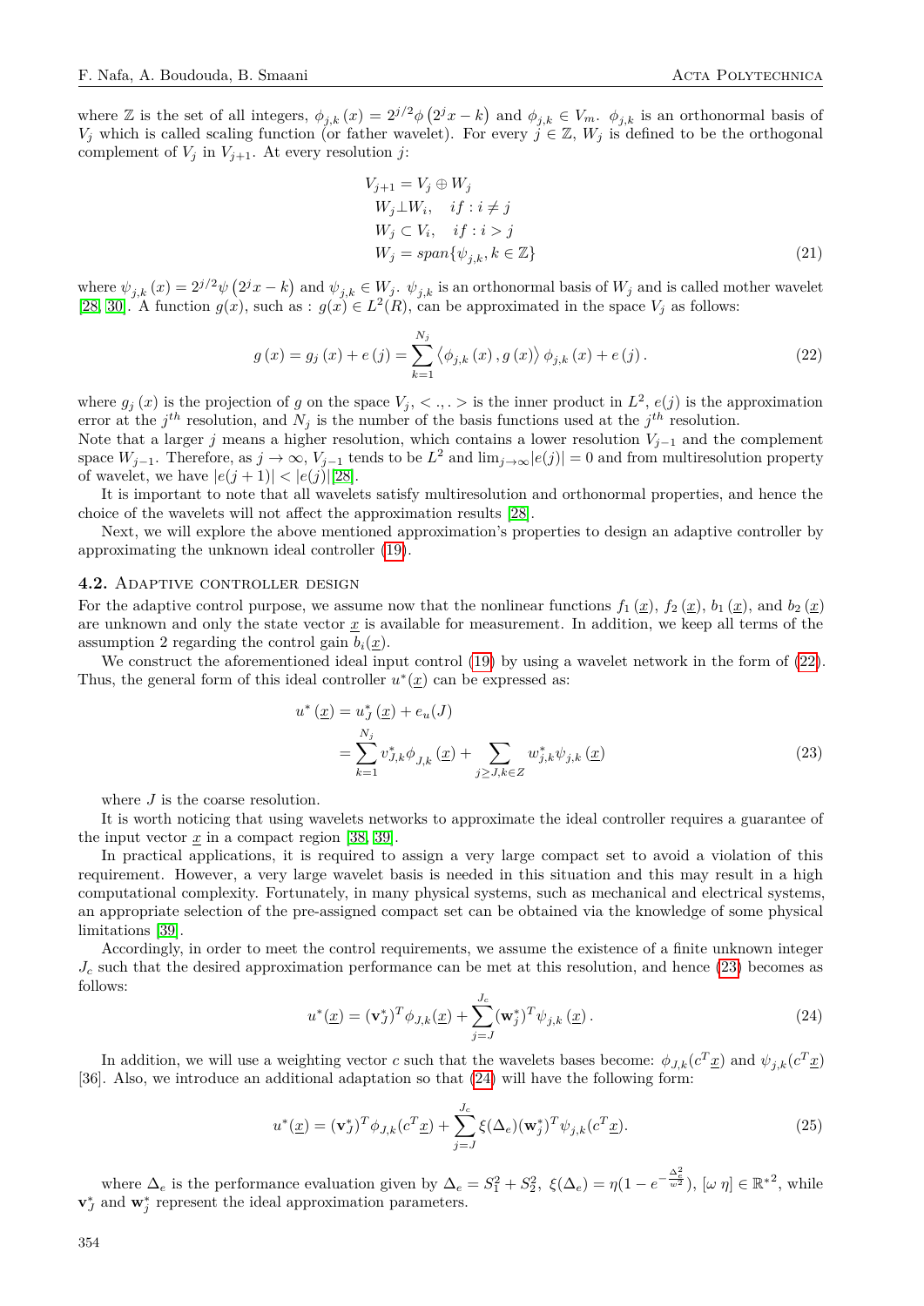where $\mathbb{Z}$ is the set of all integers, $\phi_{j,k}(x) = 2^{j/2}\phi(2^j x - k)$ and $\phi_{j,k} \in V_m$. $\phi_{j,k}$ is an orthonormal basis of $V_j$ which is called scaling function (or father wavelet). For every $j \in \mathbb{Z}$, $W_j$ is defined to be the orthogonal complement of $V_j$ in $V_{j+1}$. At every resolution $j$:

$$
\begin{aligned}
&V_{j+1} = V_j \oplus W_j \\
&W_j \perp W_i, \quad if : i \neq j \\
&W_j \subset V_i, \quad if : i > j \\
&W_j = span\{\psi_{j,k}, k \in \mathbb{Z}\}
\end{aligned} \tag{21}
$$

where $\psi_{j,k}(x) = 2^{j/2}\psi(2^j x - k)$ and $\psi_{j,k} \in W_j$. $\psi_{j,k}$ is an orthonormal basis of $W_j$ and is called mother wavelet [28, 30]. A function $g(x)$, such as : $g(x) \in L^2(R)$, can be approximated in the space $V_j$ as follows:

$$
g(x) = g_j(x) + e(j) = \sum_{k=1}^{N_j} \langle \phi_{j,k}(x), g(x) \rangle \phi_{j,k}(x) + e(j). \tag{22}
$$

where $g_j(x)$ is the projection of $g$ on the space $V_j$, $<.,.>$ is the inner product in $L^2$, $e(j)$ is the approximation error at the $j^{th}$ resolution, and $N_j$ is the number of the basis functions used at the $j^{th}$ resolution.
Note that a larger $j$ means a higher resolution, which contains a lower resolution $V_{j-1}$ and the complement space $W_{j-1}$. Therefore, as $j \to \infty$, $V_{j-1}$ tends to be $L^2$ and $\lim_{j\to\infty}|e(j)| = 0$ and from multiresolution property of wavelet, we have $|e(j+1)| < |e(j)|$[28].

It is important to note that all wavelets satisfy multiresolution and orthonormal properties, and hence the choice of the wavelets will not affect the approximation results [28].

Next, we will explore the above mentioned approximation's properties to design an adaptive controller by approximating the unknown ideal controller (19).

### 4.2. Adaptive controller design

For the adaptive control purpose, we assume now that the nonlinear functions $f_1(\underline{x})$, $f_2(\underline{x})$, $b_1(\underline{x})$, and $b_2(\underline{x})$ are unknown and only the state vector $\underline{x}$ is available for measurement. In addition, we keep all terms of the assumption 2 regarding the control gain $b_i(\underline{x})$.

We construct the aforementioned ideal input control (19) by using a wavelet network in the form of (22). Thus, the general form of this ideal controller $u^*(\underline{x})$ can be expressed as:

$$
\begin{aligned}
u^*(\underline{x}) &= u_J^*(\underline{x}) + e_u(J) \\
&= \sum_{k=1}^{N_j} v_{J,k}^* \phi_{J,k}(\underline{x}) + \sum_{j\geq J, k\in Z} w_{j,k}^* \psi_{j,k}(\underline{x})
\end{aligned} \tag{23}
$$

where $J$ is the coarse resolution.

It is worth noticing that using wavelets networks to approximate the ideal controller requires a guarantee of the input vector $\underline{x}$ in a compact region [38, 39].

In practical applications, it is required to assign a very large compact set to avoid a violation of this requirement. However, a very large wavelet basis is needed in this situation and this may result in a high computational complexity. Fortunately, in many physical systems, such as mechanical and electrical systems, an appropriate selection of the pre-assigned compact set can be obtained via the knowledge of some physical limitations [39].

Accordingly, in order to meet the control requirements, we assume the existence of a finite unknown integer $J_c$ such that the desired approximation performance can be met at this resolution, and hence (23) becomes as follows:

$$
u^*(\underline{x}) = (\mathbf{v}_J^*)^T \phi_{J,k}(\underline{x}) + \sum_{j=J}^{J_c} (\mathbf{w}_j^*)^T \psi_{j,k}(\underline{x}). \tag{24}
$$

In addition, we will use a weighting vector $c$ such that the wavelets bases become: $\phi_{J,k}(c^T\underline{x})$ and $\psi_{j,k}(c^T\underline{x})$ [36]. Also, we introduce an additional adaptation so that (24) will have the following form:

$$
u^*(\underline{x}) = (\mathbf{v}_J^*)^T \phi_{J,k}(c^T\underline{x}) + \sum_{j=J}^{J_c} \xi(\Delta_e)(\mathbf{w}_j^*)^T \psi_{j,k}(c^T\underline{x}). \tag{25}
$$

where $\Delta_e$ is the performance evaluation given by $\Delta_e = S_1^2 + S_2^2$, $\xi(\Delta_e) = \eta(1 - e^{-\frac{\Delta_e^2}{w^2}})$, $[\omega\ \eta] \in \mathbb{R}^{*2}$, while $\mathbf{v}_J^*$ and $\mathbf{w}_j^*$ represent the ideal approximation parameters.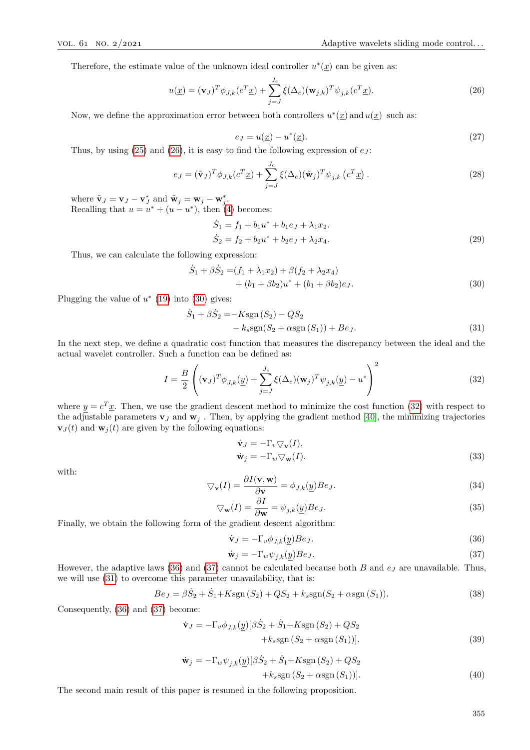Therefore, the estimate value of the unknown ideal controller $u^*(\underline{x})$ can be given as:

$$u(\underline{x}) = (\mathbf{v}_J)^T \phi_{J,k}(c^T \underline{x}) + \sum_{j=J}^{J_c} \xi(\Delta_e)(\mathbf{w}_{j,k})^T \psi_{j,k}(c^T \underline{x}). \tag{26}$$

Now, we define the approximation error between both controllers $u^*(\underline{x})$ and $u(\underline{x})$ such as:

$$e_J = u(\underline{x}) - u^*(\underline{x}). \tag{27}$$

Thus, by using (25) and (26), it is easy to find the following expression of $e_J$:

$$e_J = (\tilde{\mathbf{v}}_J)^T \phi_{J,k}(c^T \underline{x}) + \sum_{j=J}^{J_c} \xi(\Delta_e)(\tilde{\mathbf{w}}_j)^T \psi_{j,k}\left(c^T \underline{x}\right). \tag{28}$$

where $\tilde{\mathbf{v}}_J = \mathbf{v}_J - \mathbf{v}_J^*$ and $\tilde{\mathbf{w}}_j = \mathbf{w}_j - \mathbf{w}_j^*$.
Recalling that $u = u^* + (u - u^*)$, then (4) becomes:

$$\begin{aligned} \dot{S}_1 &= f_1 + b_1 u^* + b_1 e_J + \lambda_1 x_2. \\ \dot{S}_2 &= f_2 + b_2 u^* + b_2 e_J + \lambda_2 x_4. \end{aligned} \tag{29}$$

Thus, we can calculate the following expression:

$$\begin{aligned} \dot{S}_1 + \beta \dot{S}_2 =& (f_1 + \lambda_1 x_2) + \beta(f_2 + \lambda_2 x_4) \\ &+ (b_1 + \beta b_2)u^* + (b_1 + \beta b_2)e_J. \end{aligned} \tag{30}$$

Plugging the value of $u^*$ (19) into (30) gives:

$$\begin{aligned} \dot{S}_1 + \beta \dot{S}_2 =& -K \operatorname{sgn}(S_2) - QS_2 \\ &- k_s \operatorname{sgn}(S_2 + \alpha \operatorname{sgn}(S_1)) + Be_J. \end{aligned} \tag{31}$$

In the next step, we define a quadratic cost function that measures the discrepancy between the ideal and the actual wavelet controller. Such a function can be defined as:

$$I = \frac{B}{2}\left((\mathbf{v}_J)^T \phi_{J,k}(\underline{y}) + \sum_{j=J}^{J_c} \xi(\Delta_e)(\mathbf{w}_j)^T \psi_{j,k}(\underline{y}) - u^*\right)^2 \tag{32}$$

where $\underline{y} = c^T \underline{x}$. Then, we use the gradient descent method to minimize the cost function (32) with respect to the adjustable parameters $\mathbf{v}_J$ and $\mathbf{w}_j$ . Then, by applying the gradient method [40], the minimizing trajectories $\mathbf{v}_J(t)$ and $\mathbf{w}_j(t)$ are given by the following equations:

$$\begin{aligned} \dot{\mathbf{v}}_J &= -\Gamma_v \triangledown_{\mathbf{v}}(I). \\ \dot{\mathbf{w}}_j &= -\Gamma_w \triangledown_{\mathbf{w}}(I). \end{aligned} \tag{33}$$

with:

$$\triangledown_{\mathbf{v}}(I) = \frac{\partial I(\mathbf{v}, \mathbf{w})}{\partial \mathbf{v}} = \phi_{J,k}(\underline{y}) Be_J. \tag{34}$$

$$\triangledown_{\mathbf{w}}(I) = \frac{\partial I}{\partial \mathbf{w}} = \psi_{j,k}(\underline{y}) Be_J. \tag{35}$$

Finally, we obtain the following form of the gradient descent algorithm:

$$\dot{\mathbf{v}}_J = -\Gamma_v \phi_{J,k}(\underline{y}) Be_J. \tag{36}$$

$$\dot{\mathbf{w}}_j = -\Gamma_w \psi_{j,k}(\underline{y}) Be_J. \tag{37}$$

However, the adaptive laws (36) and (37) cannot be calculated because both $B$ and $e_J$ are unavailable. Thus, we will use (31) to overcome this parameter unavailability, that is:

$$Be_J = \beta \dot{S}_2 + \dot{S}_1 + K \operatorname{sgn}(S_2) + QS_2 + k_s \operatorname{sgn}(S_2 + \alpha \operatorname{sgn}(S_1)). \tag{38}$$

Consequently, (36) and (37) become:

$$\begin{aligned} \dot{\mathbf{v}}_J = -\Gamma_v \phi_{J,k}(\underline{y})[&\beta \dot{S}_2 + \dot{S}_1 + K \operatorname{sgn}(S_2) + QS_2 \\ &+ k_s \operatorname{sgn}(S_2 + \alpha \operatorname{sgn}(S_1))]. \end{aligned} \tag{39}$$

$$\begin{aligned} \dot{\mathbf{w}}_j = -\Gamma_w \psi_{j,k}(\underline{y})[&\beta \dot{S}_2 + \dot{S}_1 + K \operatorname{sgn}(S_2) + QS_2 \\ &+ k_s \operatorname{sgn}(S_2 + \alpha \operatorname{sgn}(S_1))]. \end{aligned} \tag{40}$$

The second main result of this paper is resumed in the following proposition.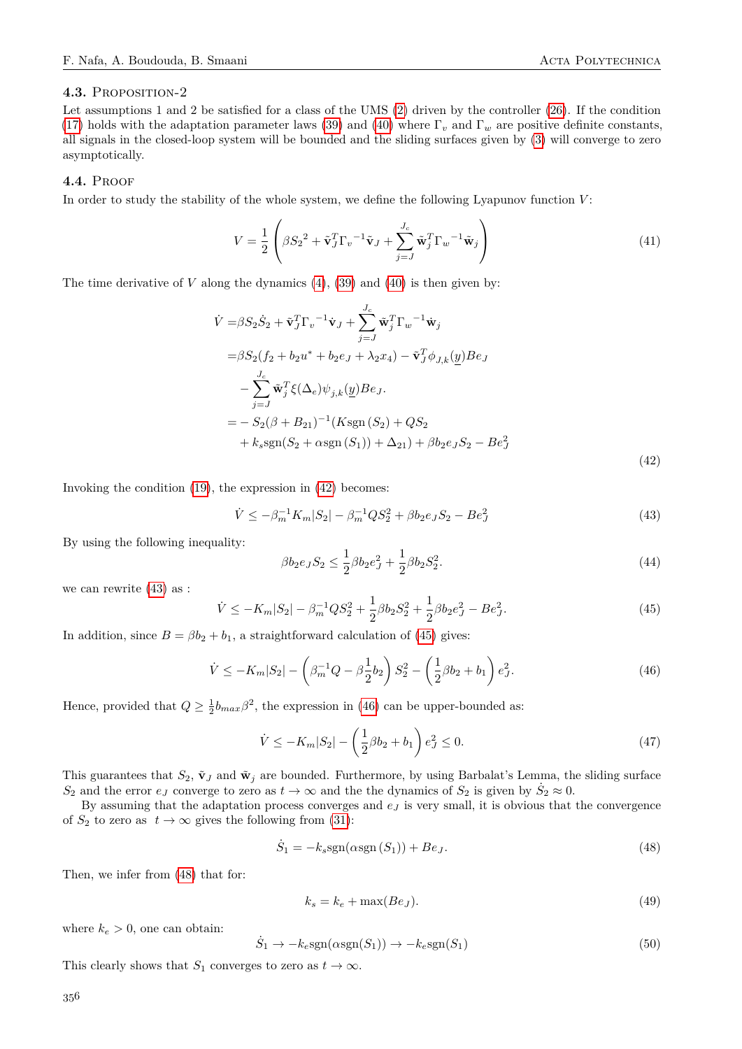### 4.3. Proposition-2

Let assumptions 1 and 2 be satisfied for a class of the UMS (2) driven by the controller (26). If the condition (17) holds with the adaptation parameter laws (39) and (40) where $\Gamma_v$ and $\Gamma_w$ are positive definite constants, all signals in the closed-loop system will be bounded and the sliding surfaces given by (3) will converge to zero asymptotically.

### 4.4. Proof

In order to study the stability of the whole system, we define the following Lyapunov function $V$:

$$V = \frac{1}{2}\left(\beta {S_2}^2 + \tilde{\mathbf{v}}_J^T {\Gamma_v}^{-1}\tilde{\mathbf{v}}_J + \sum_{j=J}^{J_c} \tilde{\mathbf{w}}_j^T {\Gamma_w}^{-1}\tilde{\mathbf{w}}_j\right) \tag{41}$$

The time derivative of $V$ along the dynamics (4), (39) and (40) is then given by:

$$\begin{aligned}
\dot{V} =& \beta S_2 \dot{S}_2 + \tilde{\mathbf{v}}_J^T {\Gamma_v}^{-1}\dot{\mathbf{v}}_J + \sum_{j=J}^{J_c} \tilde{\mathbf{w}}_j^T {\Gamma_w}^{-1}\dot{\mathbf{w}}_j \\
=& \beta S_2 (f_2 + b_2 u^* + b_2 e_J + \lambda_2 x_4) - \tilde{\mathbf{v}}_J^T \phi_{J,k}(\underline{y}) B e_J \\
& - \sum_{j=J}^{J_c} \tilde{\mathbf{w}}_j^T \xi(\Delta_e)\psi_{j,k}(\underline{y}) B e_J. \\
=& -S_2(\beta + B_{21})^{-1}(K\text{sgn}(S_2) + QS_2 \\
& + k_s \text{sgn}(S_2 + \alpha\text{sgn}(S_1)) + \Delta_{21}) + \beta b_2 e_J S_2 - Be_J^2
\end{aligned} \tag{42}$$

Invoking the condition (19), the expression in (42) becomes:

$$\dot{V} \leq -\beta_m^{-1} K_m |S_2| - \beta_m^{-1} Q S_2^2 + \beta b_2 e_J S_2 - Be_J^2 \tag{43}$$

By using the following inequality:

$$\beta b_2 e_J S_2 \leq \frac{1}{2}\beta b_2 e_J^2 + \frac{1}{2}\beta b_2 S_2^2. \tag{44}$$

we can rewrite (43) as :

$$\dot{V} \leq -K_m|S_2| - \beta_m^{-1} Q S_2^2 + \frac{1}{2}\beta b_2 S_2^2 + \frac{1}{2}\beta b_2 e_J^2 - Be_J^2. \tag{45}$$

In addition, since $B = \beta b_2 + b_1$, a straightforward calculation of (45) gives:

$$\dot{V} \leq -K_m|S_2| - \left(\beta_m^{-1} Q - \beta\frac{1}{2}b_2\right) S_2^2 - \left(\frac{1}{2}\beta b_2 + b_1\right) e_J^2. \tag{46}$$

Hence, provided that $Q \geq \frac{1}{2} b_{max}\beta^2$, the expression in (46) can be upper-bounded as:

$$\dot{V} \leq -K_m|S_2| - \left(\frac{1}{2}\beta b_2 + b_1\right) e_J^2 \leq 0. \tag{47}$$

This guarantees that $S_2$, $\tilde{\mathbf{v}}_J$ and $\tilde{\mathbf{w}}_j$ are bounded. Furthermore, by using Barbalat's Lemma, the sliding surface $S_2$ and the error $e_J$ converge to zero as $t \to \infty$ and the the dynamics of $S_2$ is given by $\dot{S}_2 \approx 0$.

By assuming that the adaptation process converges and $e_J$ is very small, it is obvious that the convergence of $S_2$ to zero as $t \to \infty$ gives the following from (31):

$$\dot{S}_1 = -k_s \text{sgn}(\alpha\text{sgn}(S_1)) + Be_J. \tag{48}$$

Then, we infer from (48) that for:

$$k_s = k_e + \max(Be_J). \tag{49}$$

where $k_e > 0$, one can obtain:

$$\dot{S}_1 \to -k_e \text{sgn}(\alpha\text{sgn}(S_1)) \to -k_e \text{sgn}(S_1) \tag{50}$$

This clearly shows that $S_1$ converges to zero as $t \to \infty$.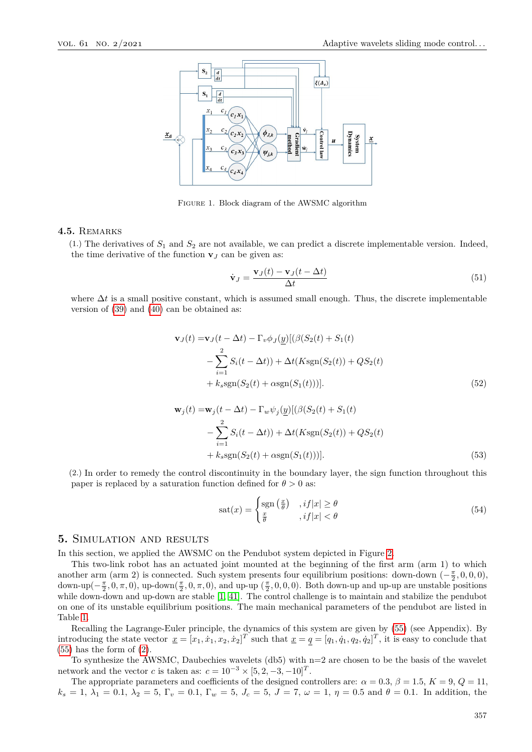Figure 1. Block diagram of the AWSMC algorithm

### 4.5. Remarks

(1.) The derivatives of $S_1$ and $S_2$ are not available, we can predict a discrete implementable version. Indeed, the time derivative of the function $\mathbf{v}_J$ can be given as:

$$\dot{\mathbf{v}}_J = \frac{\mathbf{v}_J(t) - \mathbf{v}_J(t - \Delta t)}{\Delta t} \tag{51}$$

where $\Delta t$ is a small positive constant, which is assumed small enough. Thus, the discrete implementable version of (39) and (40) can be obtained as:

$$\begin{aligned}\mathbf{v}_J(t) =& \mathbf{v}_J(t-\Delta t) - \Gamma_v \phi_J(\underline{y})[(\beta(S_2(t) + S_1(t)\\ &- \sum_{i=1}^{2} S_i(t-\Delta t)) + \Delta t(K\text{sgn}(S_2(t)) + QS_2(t)\\ &+ k_s\text{sgn}(S_2(t) + \alpha\text{sgn}(S_1(t)))].\end{aligned} \tag{52}$$

$$\begin{aligned}\mathbf{w}_j(t) =& \mathbf{w}_j(t-\Delta t) - \Gamma_w \psi_j(\underline{y})[(\beta(S_2(t) + S_1(t)\\ &- \sum_{i=1}^{2} S_i(t-\Delta t)) + \Delta t(K\text{sgn}(S_2(t)) + QS_2(t)\\ &+ k_s\text{sgn}(S_2(t) + \alpha\text{sgn}(S_1(t)))].\end{aligned} \tag{53}$$

(2.) In order to remedy the control discontinuity in the boundary layer, the sign function throughout this paper is replaced by a saturation function defined for $\theta > 0$ as:

$$\text{sat}(x) = \begin{cases} \text{sgn}\left(\frac{x}{\theta}\right) & , if |x| \geq \theta \\ \frac{x}{\theta} & , if |x| < \theta \end{cases} \tag{54}$$

## 5. Simulation and results

In this section, we applied the AWSMC on the Pendubot system depicted in Figure 2.

This two-link robot has an actuated joint mounted at the beginning of the first arm (arm 1) to which another arm (arm 2) is connected. Such system presents four equilibrium positions: down-down $(-\frac{\pi}{2}, 0, 0, 0)$, down-up$(-\frac{\pi}{2}, 0, \pi, 0)$, up-down$(\frac{\pi}{2}, 0, \pi, 0)$, and up-up $(\frac{\pi}{2}, 0, 0, 0)$. Both down-up and up-up are unstable positions while down-down and up-down are stable [1, 41]. The control challenge is to maintain and stabilize the pendubot on one of its unstable equilibrium positions. The main mechanical parameters of the pendubot are listed in Table 1.

Recalling the Lagrange-Euler principle, the dynamics of this system are given by (55) (see Appendix). By introducing the state vector $\underline{x} = [x_1, \dot{x}_1, x_2, \dot{x}_2]^T$ such that $\underline{x} = \underline{q} = [q_1, \dot{q}_1, q_2, \dot{q}_2]^T$, it is easy to conclude that (55) has the form of (2).

To synthesize the AWSMC, Daubechies wavelets (db5) with n=2 are chosen to be the basis of the wavelet network and the vector $c$ is taken as: $c = 10^{-3} \times [5, 2, -3, -10]^T$.

The appropriate parameters and coefficients of the designed controllers are: $\alpha = 0.3$, $\beta = 1.5$, $K = 9$, $Q = 11$, $k_s = 1$, $\lambda_1 = 0.1$, $\lambda_2 = 5$, $\Gamma_v = 0.1$, $\Gamma_w = 5$, $J_c = 5$, $J = 7$, $\omega = 1$, $\eta = 0.5$ and $\theta = 0.1$. In addition, the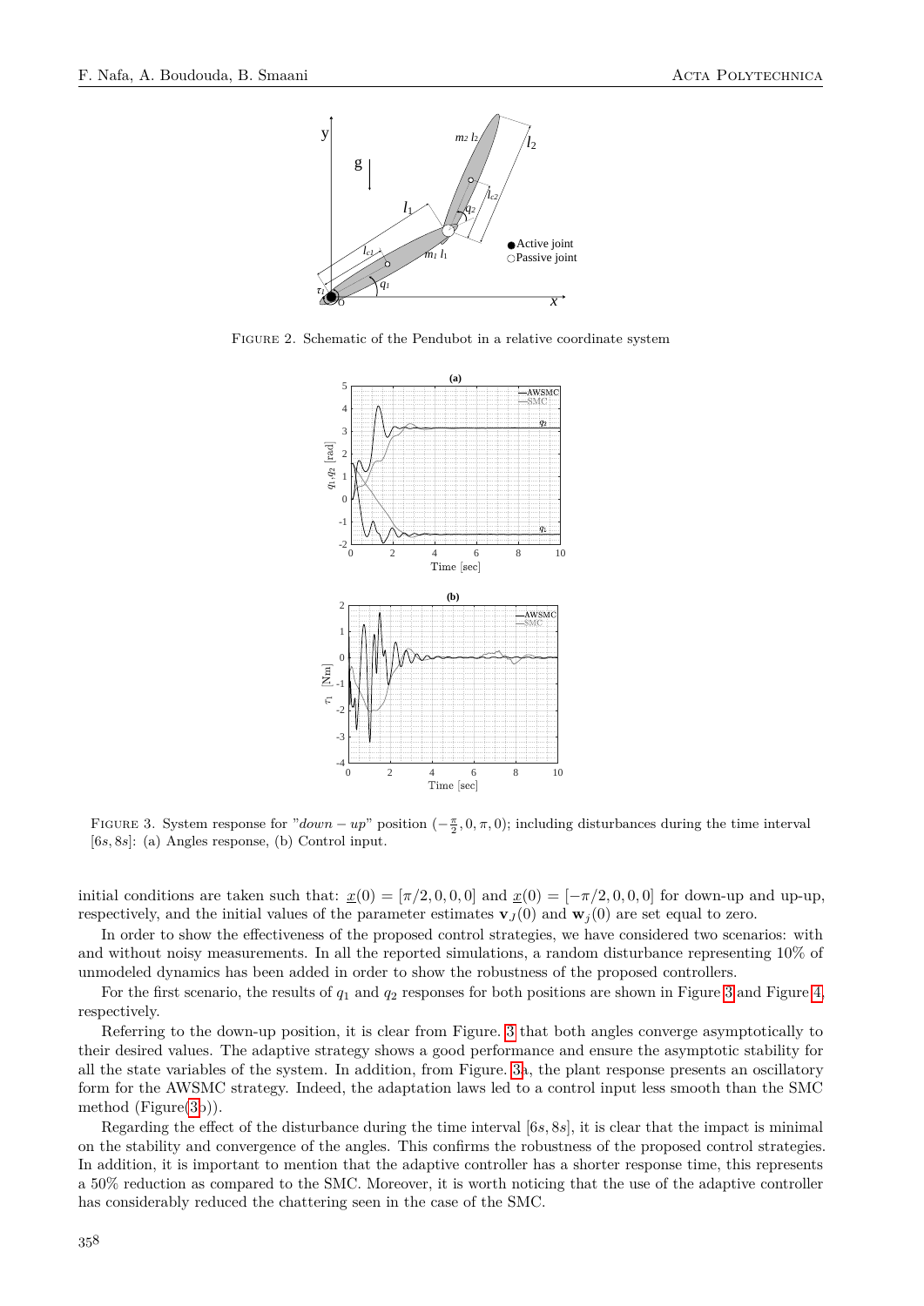FIGURE 2. Schematic of the Pendubot in a relative coordinate system

FIGURE 3. System response for "$down - up$" position $(-\frac{\pi}{2}, 0, \pi, 0)$; including disturbances during the time interval $[6s, 8s]$: (a) Angles response, (b) Control input.

initial conditions are taken such that: $\underline{x}(0) = [\pi/2, 0, 0, 0]$ and $\underline{x}(0) = [-\pi/2, 0, 0, 0]$ for down-up and up-up, respectively, and the initial values of the parameter estimates $\mathbf{v}_J(0)$ and $\mathbf{w}_j(0)$ are set equal to zero.

In order to show the effectiveness of the proposed control strategies, we have considered two scenarios: with and without noisy measurements. In all the reported simulations, a random disturbance representing 10% of unmodeled dynamics has been added in order to show the robustness of the proposed controllers.

For the first scenario, the results of $q_1$ and $q_2$ responses for both positions are shown in Figure 3 and Figure 4, respectively.

Referring to the down-up position, it is clear from Figure. 3 that both angles converge asymptotically to their desired values. The adaptive strategy shows a good performance and ensure the asymptotic stability for all the state variables of the system. In addition, from Figure. 3a, the plant response presents an oscillatory form for the AWSMC strategy. Indeed, the adaptation laws led to a control input less smooth than the SMC method (Figure(3b)).

Regarding the effect of the disturbance during the time interval $[6s, 8s]$, it is clear that the impact is minimal on the stability and convergence of the angles. This confirms the robustness of the proposed control strategies. In addition, it is important to mention that the adaptive controller has a shorter response time, this represents a 50% reduction as compared to the SMC. Moreover, it is worth noticing that the use of the adaptive controller has considerably reduced the chattering seen in the case of the SMC.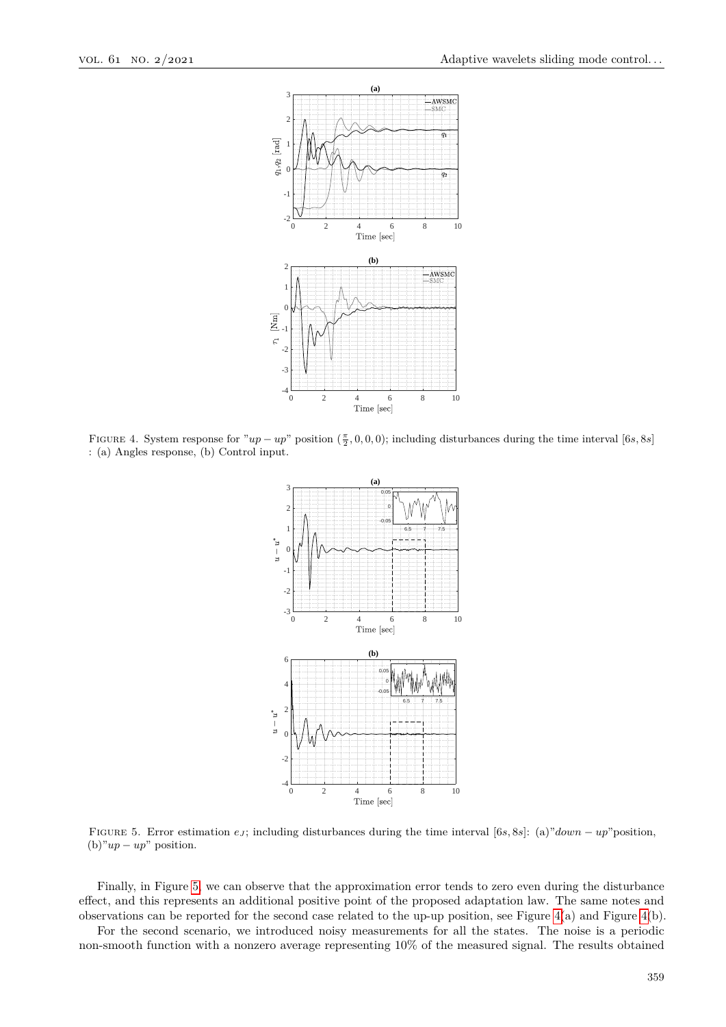Figure 4. System response for "$up-up$" position $(\frac{\pi}{2},0,0,0)$; including disturbances during the time interval $[6s, 8s]$ : (a) Angles response, (b) Control input.

Figure 5. Error estimation $e_J$; including disturbances during the time interval $[6s, 8s]$: (a)"$down-up$"position, (b)"$up-up$" position.

Finally, in Figure 5, we can observe that the approximation error tends to zero even during the disturbance effect, and this represents an additional positive point of the proposed adaptation law. The same notes and observations can be reported for the second case related to the up-up position, see Figure 4(a) and Figure 4(b).

For the second scenario, we introduced noisy measurements for all the states. The noise is a periodic non-smooth function with a nonzero average representing 10% of the measured signal. The results obtained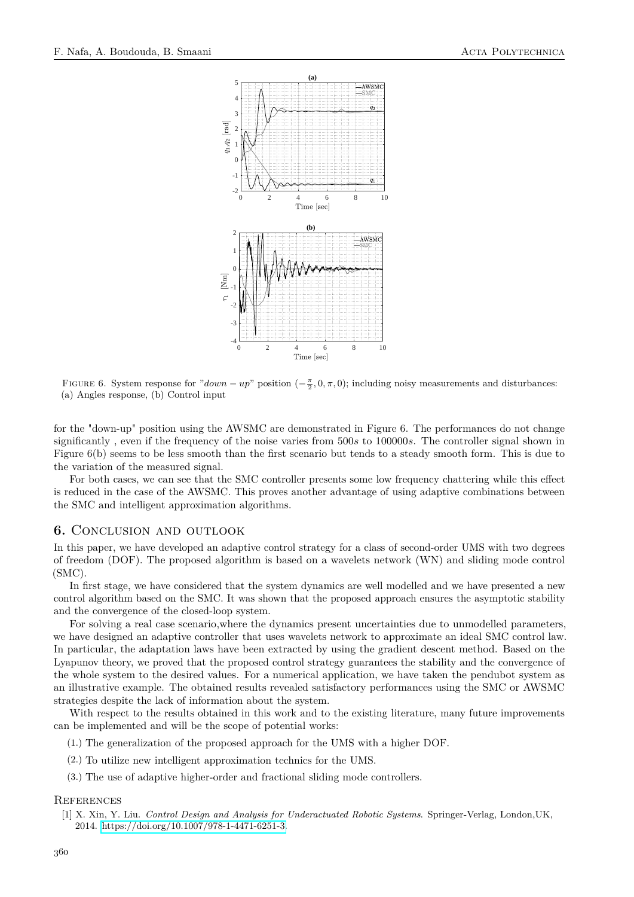FIGURE 6. System response for "$down-up$" position $(-\frac{\pi}{2}, 0, \pi, 0)$; including noisy measurements and disturbances: (a) Angles response, (b) Control input

for the "down-up" position using the AWSMC are demonstrated in Figure 6. The performances do not change significantly , even if the frequency of the noise varies from $500s$ to $100000s$. The controller signal shown in Figure 6(b) seems to be less smooth than the first scenario but tends to a steady smooth form. This is due to the variation of the measured signal.

For both cases, we can see that the SMC controller presents some low frequency chattering while this effect is reduced in the case of the AWSMC. This proves another advantage of using adaptive combinations between the SMC and intelligent approximation algorithms.

## 6. Conclusion and outlook

In this paper, we have developed an adaptive control strategy for a class of second-order UMS with two degrees of freedom (DOF). The proposed algorithm is based on a wavelets network (WN) and sliding mode control (SMC).

In first stage, we have considered that the system dynamics are well modelled and we have presented a new control algorithm based on the SMC. It was shown that the proposed approach ensures the asymptotic stability and the convergence of the closed-loop system.

For solving a real case scenario,where the dynamics present uncertainties due to unmodelled parameters, we have designed an adaptive controller that uses wavelets network to approximate an ideal SMC control law. In particular, the adaptation laws have been extracted by using the gradient descent method. Based on the Lyapunov theory, we proved that the proposed control strategy guarantees the stability and the convergence of the whole system to the desired values. For a numerical application, we have taken the pendubot system as an illustrative example. The obtained results revealed satisfactory performances using the SMC or AWSMC strategies despite the lack of information about the system.

With respect to the results obtained in this work and to the existing literature, many future improvements can be implemented and will be the scope of potential works:

(1.) The generalization of the proposed approach for the UMS with a higher DOF.

(2.) To utilize new intelligent approximation technics for the UMS.

(3.) The use of adaptive higher-order and fractional sliding mode controllers.

## References

[1] X. Xin, Y. Liu. *Control Design and Analysis for Underactuated Robotic Systems*. Springer-Verlag, London,UK, 2014. https://doi.org/10.1007/978-1-4471-6251-3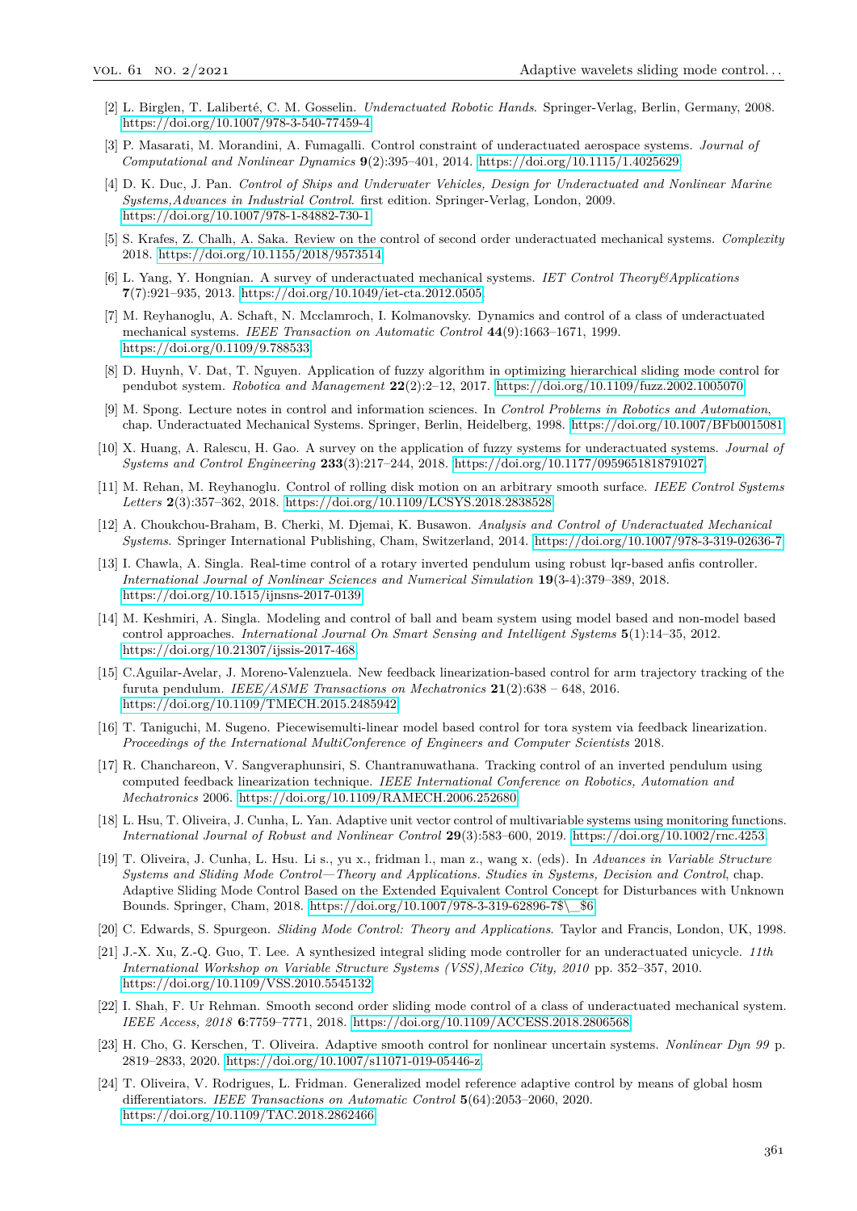[2] L. Birglen, T. Laliberté, C. M. Gosselin. *Underactuated Robotic Hands*. Springer-Verlag, Berlin, Germany, 2008. https://doi.org/10.1007/978-3-540-77459-4

[3] P. Masarati, M. Morandini, A. Fumagalli. Control constraint of underactuated aerospace systems. *Journal of Computational and Nonlinear Dynamics* **9**(2):395–401, 2014. https://doi.org/10.1115/1.4025629

[4] D. K. Duc, J. Pan. *Control of Ships and Underwater Vehicles, Design for Underactuated and Nonlinear Marine Systems,Advances in Industrial Control*. first edition. Springer-Verlag, London, 2009. https://doi.org/10.1007/978-1-84882-730-1

[5] S. Krafes, Z. Chalh, A. Saka. Review on the control of second order underactuated mechanical systems. *Complexity* 2018. https://doi.org/10.1155/2018/9573514

[6] L. Yang, Y. Hongnian. A survey of underactuated mechanical systems. *IET Control Theory&Applications* **7**(7):921–935, 2013. https://doi.org/10.1049/iet-cta.2012.0505

[7] M. Reyhanoglu, A. Schaft, N. Mcclamroch, I. Kolmanovsky. Dynamics and control of a class of underactuated mechanical systems. *IEEE Transaction on Automatic Control* **44**(9):1663–1671, 1999. https://doi.org/0.1109/9.788533

[8] D. Huynh, V. Dat, T. Nguyen. Application of fuzzy algorithm in optimizing hierarchical sliding mode control for pendubot system. *Robotica and Management* **22**(2):2–12, 2017. https://doi.org/10.1109/fuzz.2002.1005070

[9] M. Spong. Lecture notes in control and information sciences. In *Control Problems in Robotics and Automation*, chap. Underactuated Mechanical Systems. Springer, Berlin, Heidelberg, 1998. https://doi.org/10.1007/BFb0015081

[10] X. Huang, A. Ralescu, H. Gao. A survey on the application of fuzzy systems for underactuated systems. *Journal of Systems and Control Engineering* **233**(3):217–244, 2018. https://doi.org/10.1177/0959651818791027.

[11] M. Rehan, M. Reyhanoglu. Control of rolling disk motion on an arbitrary smooth surface. *IEEE Control Systems Letters* **2**(3):357–362, 2018. https://doi.org/10.1109/LCSYS.2018.2838528

[12] A. Choukchou-Braham, B. Cherki, M. Djemai, K. Busawon. *Analysis and Control of Underactuated Mechanical Systems*. Springer International Publishing, Cham, Switzerland, 2014. https://doi.org/10.1007/978-3-319-02636-7

[13] I. Chawla, A. Singla. Real-time control of a rotary inverted pendulum using robust lqr-based anfis controller. *International Journal of Nonlinear Sciences and Numerical Simulation* **19**(3-4):379–389, 2018. https://doi.org/10.1515/ijnsns-2017-0139

[14] M. Keshmiri, A. Singla. Modeling and control of ball and beam system using model based and non-model based control approaches. *International Journal On Smart Sensing and Intelligent Systems* **5**(1):14–35, 2012. https://doi.org/10.21307/ijssis-2017-468.

[15] C.Aguilar-Avelar, J. Moreno-Valenzuela. New feedback linearization-based control for arm trajectory tracking of the furuta pendulum. *IEEE/ASME Transactions on Mechatronics* **21**(2):638 – 648, 2016. https://doi.org/10.1109/TMECH.2015.2485942

[16] T. Taniguchi, M. Sugeno. Piecewisemulti-linear model based control for tora system via feedback linearization. *Proceedings of the International MultiConference of Engineers and Computer Scientists* 2018.

[17] R. Chanchareon, V. Sangveraphunsiri, S. Chantranuwathana. Tracking control of an inverted pendulum using computed feedback linearization technique. *IEEE International Conference on Robotics, Automation and Mechatronics* 2006. https://doi.org/10.1109/RAMECH.2006.252680

[18] L. Hsu, T. Oliveira, J. Cunha, L. Yan. Adaptive unit vector control of multivariable systems using monitoring functions. *International Journal of Robust and Nonlinear Control* **29**(3):583–600, 2019. https://doi.org/10.1002/rnc.4253

[19] T. Oliveira, J. Cunha, L. Hsu. Li s., yu x., fridman l., man z., wang x. (eds). In *Advances in Variable Structure Systems and Sliding Mode Control—Theory and Applications. Studies in Systems, Decision and Control*, chap. Adaptive Sliding Mode Control Based on the Extended Equivalent Control Concept for Disturbances with Unknown Bounds. Springer, Cham, 2018. https://doi.org/10.1007/978-3-319-62896-7$\_$6

[20] C. Edwards, S. Spurgeon. *Sliding Mode Control: Theory and Applications*. Taylor and Francis, London, UK, 1998.

[21] J.-X. Xu, Z.-Q. Guo, T. Lee. A synthesized integral sliding mode controller for an underactuated unicycle. *11th International Workshop on Variable Structure Systems (VSS),Mexico City, 2010* pp. 352–357, 2010. https://doi.org/10.1109/VSS.2010.5545132

[22] I. Shah, F. Ur Rehman. Smooth second order sliding mode control of a class of underactuated mechanical system. *IEEE Access, 2018* **6**:7759–7771, 2018. https://doi.org/10.1109/ACCESS.2018.2806568

[23] H. Cho, G. Kerschen, T. Oliveira. Adaptive smooth control for nonlinear uncertain systems. *Nonlinear Dyn 99* p. 2819–2833, 2020. https://doi.org/10.1007/s11071-019-05446-z

[24] T. Oliveira, V. Rodrigues, L. Fridman. Generalized model reference adaptive control by means of global hosm differentiators. *IEEE Transactions on Automatic Control* **5**(64):2053–2060, 2020. https://doi.org/10.1109/TAC.2018.2862466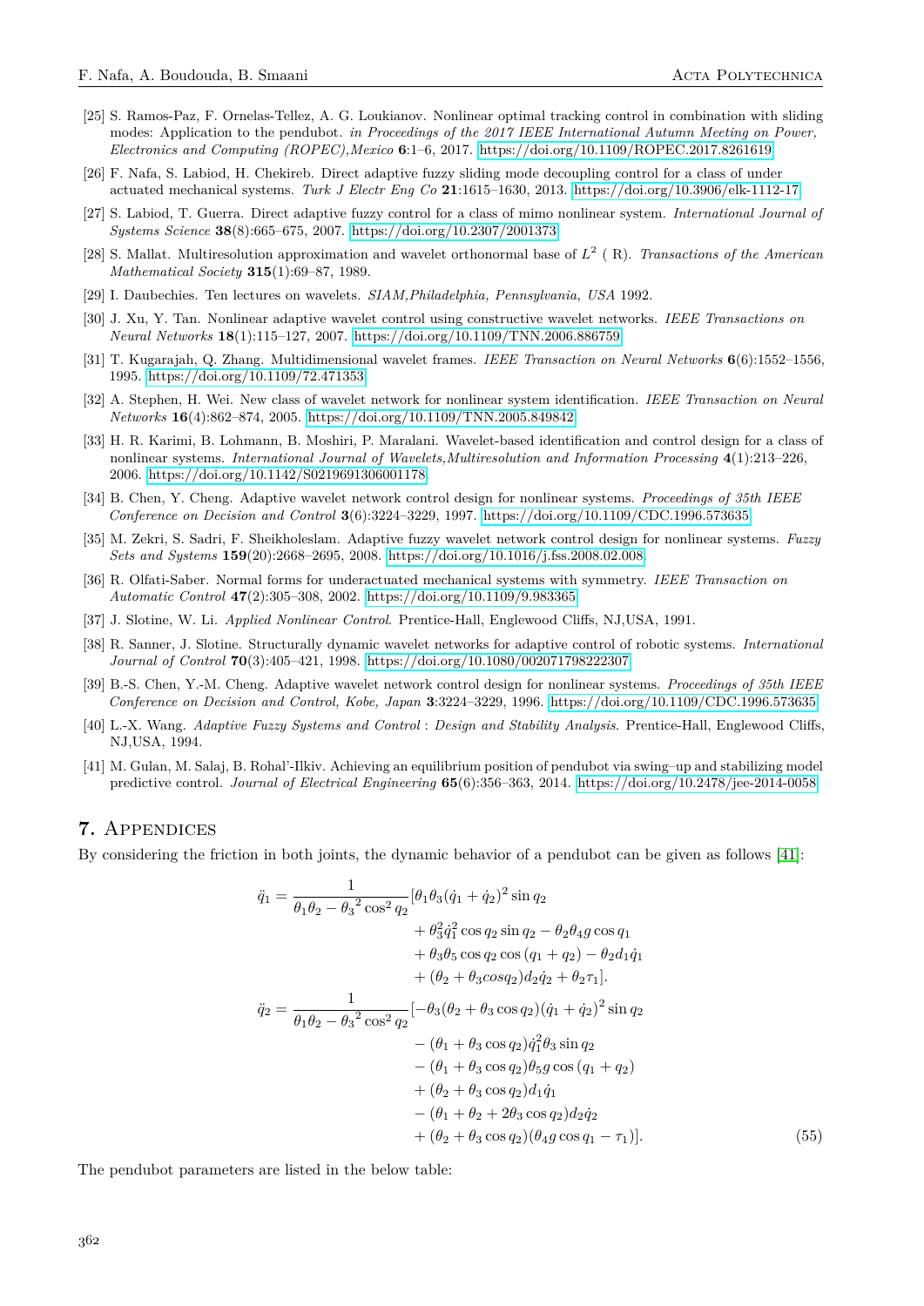[25] S. Ramos-Paz, F. Ornelas-Tellez, A. G. Loukianov. Nonlinear optimal tracking control in combination with sliding modes: Application to the pendubot. *in Proceedings of the 2017 IEEE International Autumn Meeting on Power, Electronics and Computing (ROPEC),Mexico* **6**:1–6, 2017. https://doi.org/10.1109/ROPEC.2017.8261619

[26] F. Nafa, S. Labiod, H. Chekireb. Direct adaptive fuzzy sliding mode decoupling control for a class of under actuated mechanical systems. *Turk J Electr Eng Co* **21**:1615–1630, 2013. https://doi.org/10.3906/elk-1112-17

[27] S. Labiod, T. Guerra. Direct adaptive fuzzy control for a class of mimo nonlinear system. *International Journal of Systems Science* **38**(8):665–675, 2007. https://doi.org/10.2307/2001373

[28] S. Mallat. Multiresolution approximation and wavelet orthonormal base of $L^2$ ( R). *Transactions of the American Mathematical Society* **315**(1):69–87, 1989.

[29] I. Daubechies. Ten lectures on wavelets. *SIAM,Philadelphia, Pennsylvania, USA* 1992.

[30] J. Xu, Y. Tan. Nonlinear adaptive wavelet control using constructive wavelet networks. *IEEE Transactions on Neural Networks* **18**(1):115–127, 2007. https://doi.org/10.1109/TNN.2006.886759

[31] T. Kugarajah, Q. Zhang. Multidimensional wavelet frames. *IEEE Transaction on Neural Networks* **6**(6):1552–1556, 1995. https://doi.org/10.1109/72.471353

[32] A. Stephen, H. Wei. New class of wavelet network for nonlinear system identification. *IEEE Transaction on Neural Networks* **16**(4):862–874, 2005. https://doi.org/10.1109/TNN.2005.849842

[33] H. R. Karimi, B. Lohmann, B. Moshiri, P. Maralani. Wavelet-based identification and control design for a class of nonlinear systems. *International Journal of Wavelets,Multiresolution and Information Processing* **4**(1):213–226, 2006. https://doi.org/10.1142/S0219691306001178

[34] B. Chen, Y. Cheng. Adaptive wavelet network control design for nonlinear systems. *Proceedings of 35th IEEE Conference on Decision and Control* **3**(6):3224–3229, 1997. https://doi.org/10.1109/CDC.1996.573635

[35] M. Zekri, S. Sadri, F. Sheikholeslam. Adaptive fuzzy wavelet network control design for nonlinear systems. *Fuzzy Sets and Systems* **159**(20):2668–2695, 2008. https://doi.org/10.1016/j.fss.2008.02.008

[36] R. Olfati-Saber. Normal forms for underactuated mechanical systems with symmetry. *IEEE Transaction on Automatic Control* **47**(2):305–308, 2002. https://doi.org/10.1109/9.983365

[37] J. Slotine, W. Li. *Applied Nonlinear Control*. Prentice-Hall, Englewood Cliffs, NJ,USA, 1991.

[38] R. Sanner, J. Slotine. Structurally dynamic wavelet networks for adaptive control of robotic systems. *International Journal of Control* **70**(3):405–421, 1998. https://doi.org/10.1080/002071798222307

[39] B.-S. Chen, Y.-M. Cheng. Adaptive wavelet network control design for nonlinear systems. *Proceedings of 35th IEEE Conference on Decision and Control, Kobe, Japan* **3**:3224–3229, 1996. https://doi.org/10.1109/CDC.1996.573635

[40] L.-X. Wang. *Adaptive Fuzzy Systems and Control : Design and Stability Analysis*. Prentice-Hall, Englewood Cliffs, NJ,USA, 1994.

[41] M. Gulan, M. Salaj, B. Rohal'-Ilkiv. Achieving an equilibrium position of pendubot via swing–up and stabilizing model predictive control. *Journal of Electrical Engineering* **65**(6):356–363, 2014. https://doi.org/10.2478/jee-2014-0058

## 7. Appendices

By considering the friction in both joints, the dynamic behavior of a pendubot can be given as follows [41]:

$$
\begin{aligned}
\ddot{q}_1 = \frac{1}{\theta_1\theta_2 - {\theta_3}^2\cos^2 q_2} & [\theta_1\theta_3(\dot{q}_1+\dot{q}_2)^2 \sin q_2 \\
& + \theta_3^2\dot{q}_1^2 \cos q_2 \sin q_2 - \theta_2\theta_4 g\cos q_1 \\
& + \theta_3\theta_5 \cos q_2 \cos(q_1+q_2) - \theta_2 d_1\dot{q}_1 \\
& + (\theta_2 + \theta_3 cos q_2) d_2\dot{q}_2 + \theta_2\tau_1]. \\
\ddot{q}_2 = \frac{1}{\theta_1\theta_2 - {\theta_3}^2\cos^2 q_2} & [-\theta_3(\theta_2+\theta_3\cos q_2)(\dot{q}_1+\dot{q}_2)^2 \sin q_2 \\
& - (\theta_1+\theta_3\cos q_2)\dot{q}_1^2\theta_3 \sin q_2 \\
& - (\theta_1+\theta_3\cos q_2)\theta_5 g\cos(q_1+q_2) \\
& + (\theta_2+\theta_3\cos q_2) d_1\dot{q}_1 \\
& - (\theta_1+\theta_2+2\theta_3\cos q_2) d_2\dot{q}_2 \\
& + (\theta_2+\theta_3\cos q_2)(\theta_4 g\cos q_1 - \tau_1)].
\end{aligned} \tag{55}
$$

The pendubot parameters are listed in the below table: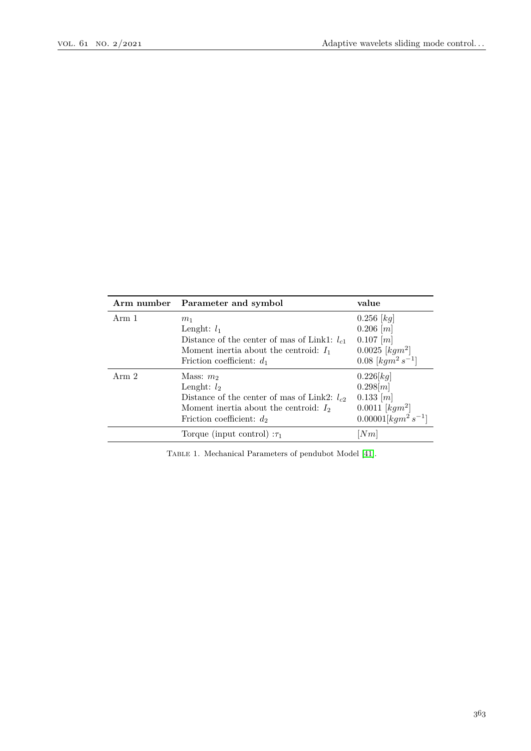| Arm number | Parameter and symbol | value |
|---|---|---|
| Arm 1 | $m_1$ | $0.256$ $[kg]$ |
| | Lenght: $l_1$ | $0.206$ $[m]$ |
| | Distance of the center of mas of Link1: $l_{c1}$ | $0.107$ $[m]$ |
| | Moment inertia about the centroid: $I_1$ | $0.0025$ $[kgm^2]$ |
| | Friction coefficient: $d_1$ | $0.08$ $[kgm^2\,s^{-1}]$ |
| Arm 2 | Mass: $m_2$ | $0.226[kg]$ |
| | Lenght: $l_2$ | $0.298[m]$ |
| | Distance of the center of mas of Link2: $l_{c2}$ | $0.133$ $[m]$ |
| | Moment inertia about the centroid: $I_2$ | $0.0011$ $[kgm^2]$ |
| | Friction coefficient: $d_2$ | $0.00001[kgm^2\,s^{-1}]$ |
| | Torque (input control) :$\tau_1$ | $[Nm]$ |

Table 1. Mechanical Parameters of pendubot Model [41].